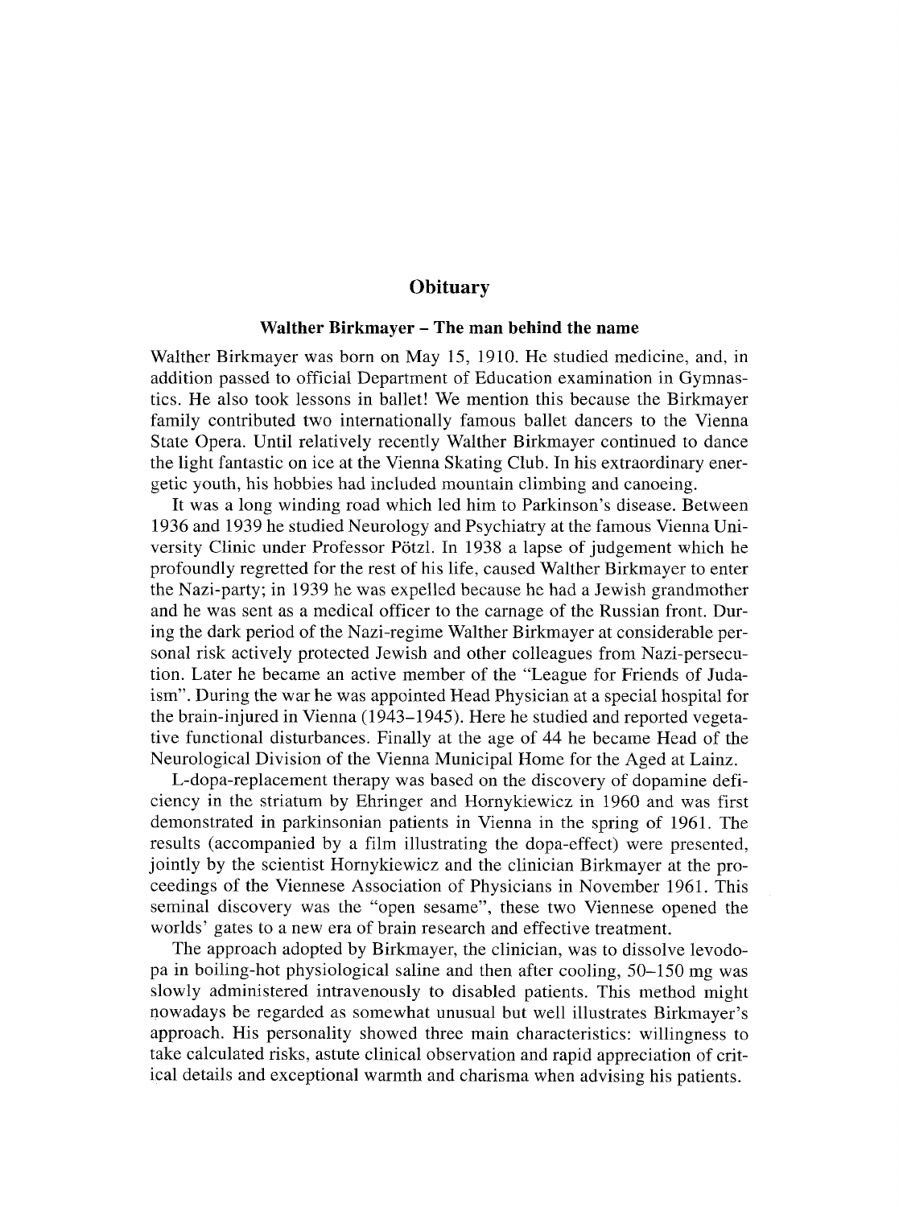# Obituary

## Walther Birkmayer – The man behind the name

Walther Birkmayer was born on May 15, 1910. He studied medicine, and, in addition passed to official Department of Education examination in Gymnastics. He also took lessons in ballet! We mention this because the Birkmayer family contributed two internationally famous ballet dancers to the Vienna State Opera. Until relatively recently Walther Birkmayer continued to dance the light fantastic on ice at the Vienna Skating Club. In his extraordinary energetic youth, his hobbies had included mountain climbing and canoeing.

It was a long winding road which led him to Parkinson's disease. Between 1936 and 1939 he studied Neurology and Psychiatry at the famous Vienna University Clinic under Professor Pötzl. In 1938 a lapse of judgement which he profoundly regretted for the rest of his life, caused Walther Birkmayer to enter the Nazi-party; in 1939 he was expelled because he had a Jewish grandmother and he was sent as a medical officer to the carnage of the Russian front. During the dark period of the Nazi-regime Walther Birkmayer at considerable personal risk actively protected Jewish and other colleagues from Nazi-persecution. Later he became an active member of the "League for Friends of Judaism". During the war he was appointed Head Physician at a special hospital for the brain-injured in Vienna (1943–1945). Here he studied and reported vegetative functional disturbances. Finally at the age of 44 he became Head of the Neurological Division of the Vienna Municipal Home for the Aged at Lainz.

L-dopa-replacement therapy was based on the discovery of dopamine deficiency in the striatum by Ehringer and Hornykiewicz in 1960 and was first demonstrated in parkinsonian patients in Vienna in the spring of 1961. The results (accompanied by a film illustrating the dopa-effect) were presented, jointly by the scientist Hornykiewicz and the clinician Birkmayer at the proceedings of the Viennese Association of Physicians in November 1961. This seminal discovery was the "open sesame", these two Viennese opened the worlds' gates to a new era of brain research and effective treatment.

The approach adopted by Birkmayer, the clinician, was to dissolve levodopa in boiling-hot physiological saline and then after cooling, 50–150 mg was slowly administered intravenously to disabled patients. This method might nowadays be regarded as somewhat unusual but well illustrates Birkmayer's approach. His personality showed three main characteristics: willingness to take calculated risks, astute clinical observation and rapid appreciation of critical details and exceptional warmth and charisma when advising his patients.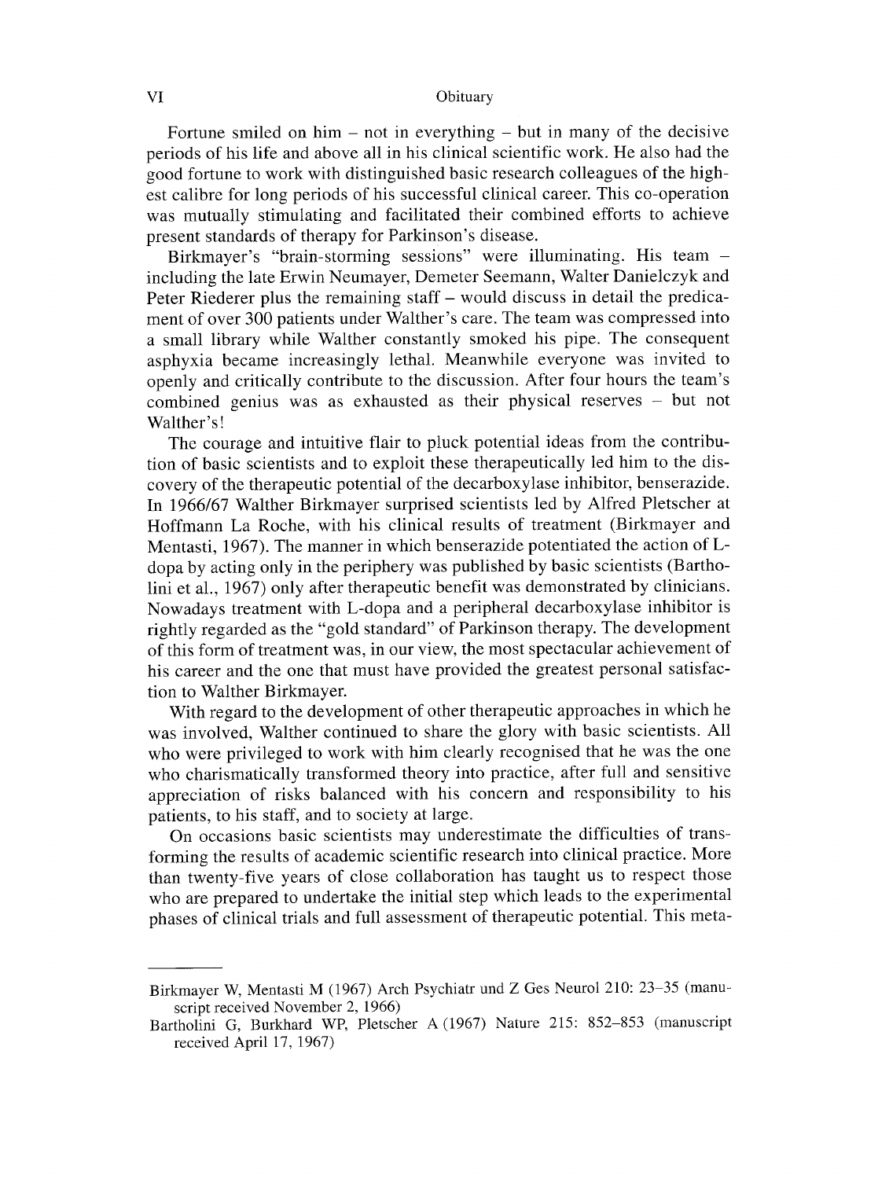Fortune smiled on him – not in everything – but in many of the decisive periods of his life and above all in his clinical scientific work. He also had the good fortune to work with distinguished basic research colleagues of the highest calibre for long periods of his successful clinical career. This co-operation was mutually stimulating and facilitated their combined efforts to achieve present standards of therapy for Parkinson's disease.

Birkmayer's "brain-storming sessions" were illuminating. His team – including the late Erwin Neumayer, Demeter Seemann, Walter Danielczyk and Peter Riederer plus the remaining staff – would discuss in detail the predicament of over 300 patients under Walther's care. The team was compressed into a small library while Walther constantly smoked his pipe. The consequent asphyxia became increasingly lethal. Meanwhile everyone was invited to openly and critically contribute to the discussion. After four hours the team's combined genius was as exhausted as their physical reserves – but not Walther's!

The courage and intuitive flair to pluck potential ideas from the contribution of basic scientists and to exploit these therapeutically led him to the discovery of the therapeutic potential of the decarboxylase inhibitor, benserazide. In 1966/67 Walther Birkmayer surprised scientists led by Alfred Pletscher at Hoffmann La Roche, with his clinical results of treatment (Birkmayer and Mentasti, 1967). The manner in which benserazide potentiated the action of L-dopa by acting only in the periphery was published by basic scientists (Bartholini et al., 1967) only after therapeutic benefit was demonstrated by clinicians. Nowadays treatment with L-dopa and a peripheral decarboxylase inhibitor is rightly regarded as the "gold standard" of Parkinson therapy. The development of this form of treatment was, in our view, the most spectacular achievement of his career and the one that must have provided the greatest personal satisfaction to Walther Birkmayer.

With regard to the development of other therapeutic approaches in which he was involved, Walther continued to share the glory with basic scientists. All who were privileged to work with him clearly recognised that he was the one who charismatically transformed theory into practice, after full and sensitive appreciation of risks balanced with his concern and responsibility to his patients, to his staff, and to society at large.

On occasions basic scientists may underestimate the difficulties of transforming the results of academic scientific research into clinical practice. More than twenty-five years of close collaboration has taught us to respect those who are prepared to undertake the initial step which leads to the experimental phases of clinical trials and full assessment of therapeutic potential. This meta-

---

Birkmayer W, Mentasti M (1967) Arch Psychiatr und Z Ges Neurol 210: 23–35 (manuscript received November 2, 1966)

Bartholini G, Burkhard WP, Pletscher A (1967) Nature 215: 852–853 (manuscript received April 17, 1967)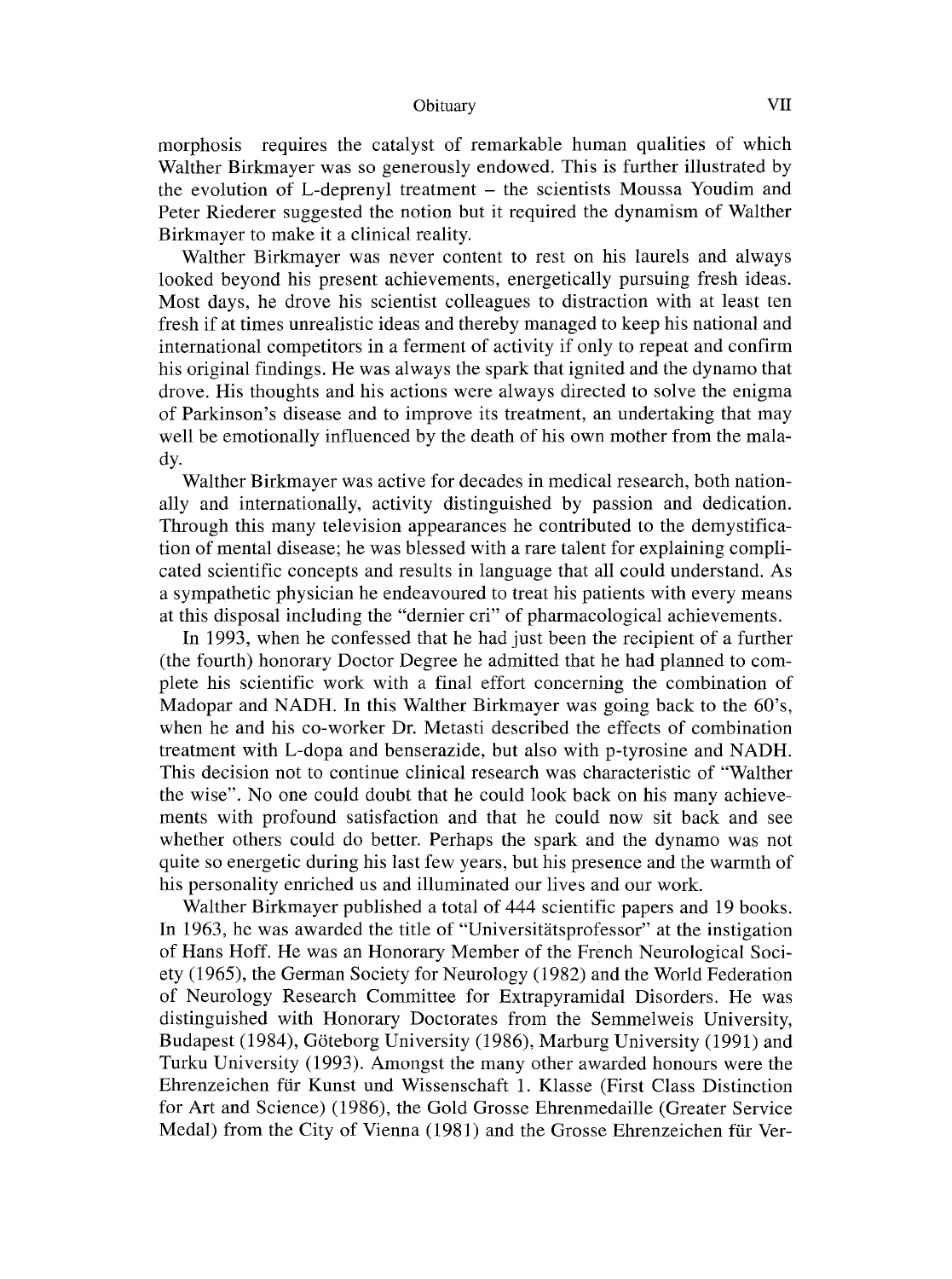morphosis requires the catalyst of remarkable human qualities of which Walther Birkmayer was so generously endowed. This is further illustrated by the evolution of L-deprenyl treatment – the scientists Moussa Youdim and Peter Riederer suggested the notion but it required the dynamism of Walther Birkmayer to make it a clinical reality.

Walther Birkmayer was never content to rest on his laurels and always looked beyond his present achievements, energetically pursuing fresh ideas. Most days, he drove his scientist colleagues to distraction with at least ten fresh if at times unrealistic ideas and thereby managed to keep his national and international competitors in a ferment of activity if only to repeat and confirm his original findings. He was always the spark that ignited and the dynamo that drove. His thoughts and his actions were always directed to solve the enigma of Parkinson's disease and to improve its treatment, an undertaking that may well be emotionally influenced by the death of his own mother from the malady.

Walther Birkmayer was active for decades in medical research, both nationally and internationally, activity distinguished by passion and dedication. Through this many television appearances he contributed to the demystification of mental disease; he was blessed with a rare talent for explaining complicated scientific concepts and results in language that all could understand. As a sympathetic physician he endeavoured to treat his patients with every means at this disposal including the "dernier cri" of pharmacological achievements.

In 1993, when he confessed that he had just been the recipient of a further (the fourth) honorary Doctor Degree he admitted that he had planned to complete his scientific work with a final effort concerning the combination of Madopar and NADH. In this Walther Birkmayer was going back to the 60's, when he and his co-worker Dr. Metasti described the effects of combination treatment with L-dopa and benserazide, but also with p-tyrosine and NADH. This decision not to continue clinical research was characteristic of "Walther the wise". No one could doubt that he could look back on his many achievements with profound satisfaction and that he could now sit back and see whether others could do better. Perhaps the spark and the dynamo was not quite so energetic during his last few years, but his presence and the warmth of his personality enriched us and illuminated our lives and our work.

Walther Birkmayer published a total of 444 scientific papers and 19 books. In 1963, he was awarded the title of "Universitätsprofessor" at the instigation of Hans Hoff. He was an Honorary Member of the French Neurological Society (1965), the German Society for Neurology (1982) and the World Federation of Neurology Research Committee for Extrapyramidal Disorders. He was distinguished with Honorary Doctorates from the Semmelweis University, Budapest (1984), Göteborg University (1986), Marburg University (1991) and Turku University (1993). Amongst the many other awarded honours were the Ehrenzeichen für Kunst und Wissenschaft 1. Klasse (First Class Distinction for Art and Science) (1986), the Gold Grosse Ehrenmedaille (Greater Service Medal) from the City of Vienna (1981) and the Grosse Ehrenzeichen für Ver-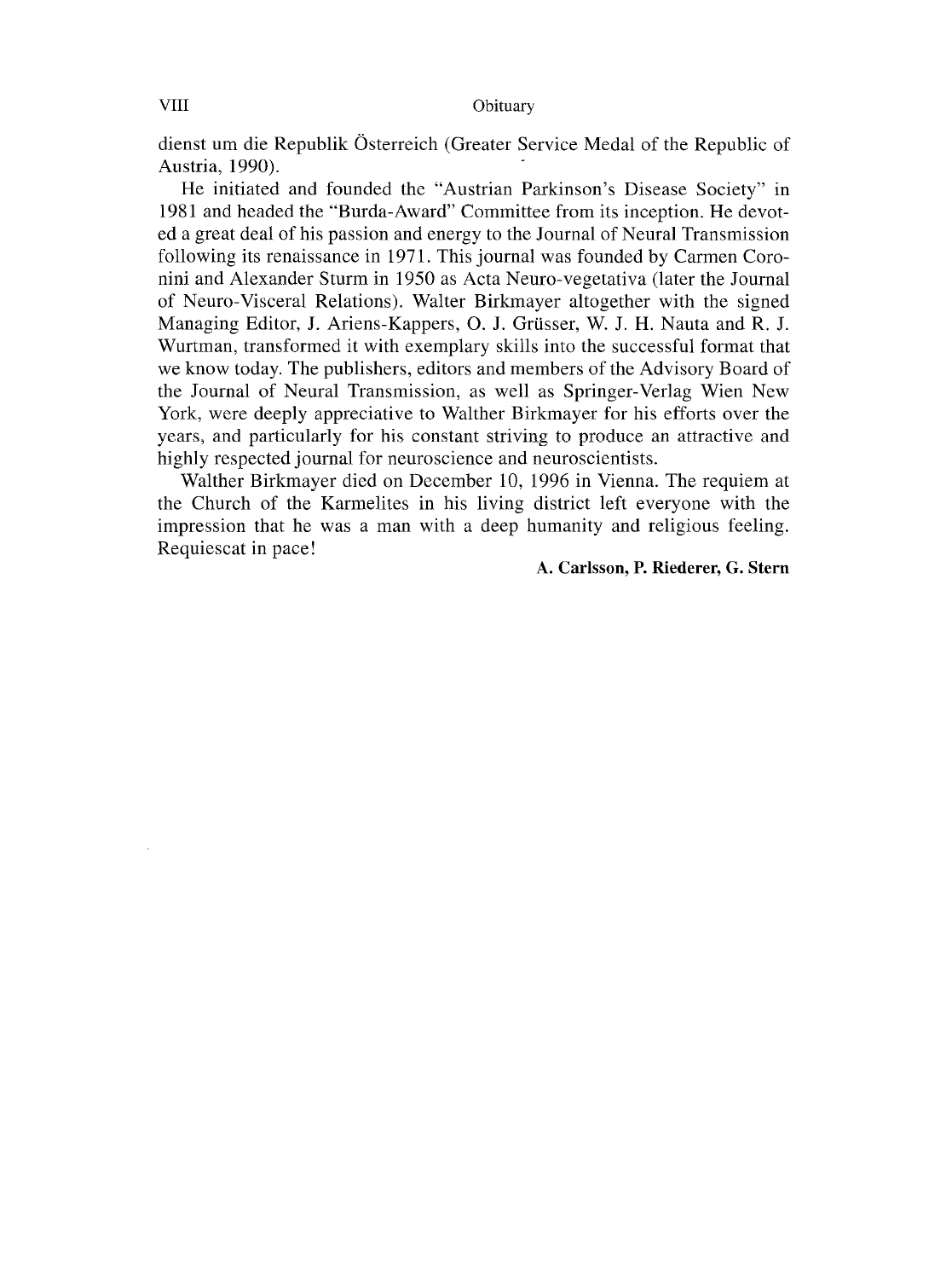dienst um die Republik Österreich (Greater Service Medal of the Republic of Austria, 1990).

He initiated and founded the "Austrian Parkinson's Disease Society" in 1981 and headed the "Burda-Award" Committee from its inception. He devoted a great deal of his passion and energy to the Journal of Neural Transmission following its renaissance in 1971. This journal was founded by Carmen Coronini and Alexander Sturm in 1950 as Acta Neuro-vegetativa (later the Journal of Neuro-Visceral Relations). Walter Birkmayer altogether with the signed Managing Editor, J. Ariens-Kappers, O. J. Grüsser, W. J. H. Nauta and R. J. Wurtman, transformed it with exemplary skills into the successful format that we know today. The publishers, editors and members of the Advisory Board of the Journal of Neural Transmission, as well as Springer-Verlag Wien New York, were deeply appreciative to Walther Birkmayer for his efforts over the years, and particularly for his constant striving to produce an attractive and highly respected journal for neuroscience and neuroscientists.

Walther Birkmayer died on December 10, 1996 in Vienna. The requiem at the Church of the Karmelites in his living district left everyone with the impression that he was a man with a deep humanity and religious feeling. Requiescat in pace!

**A. Carlsson, P. Riederer, G. Stern**